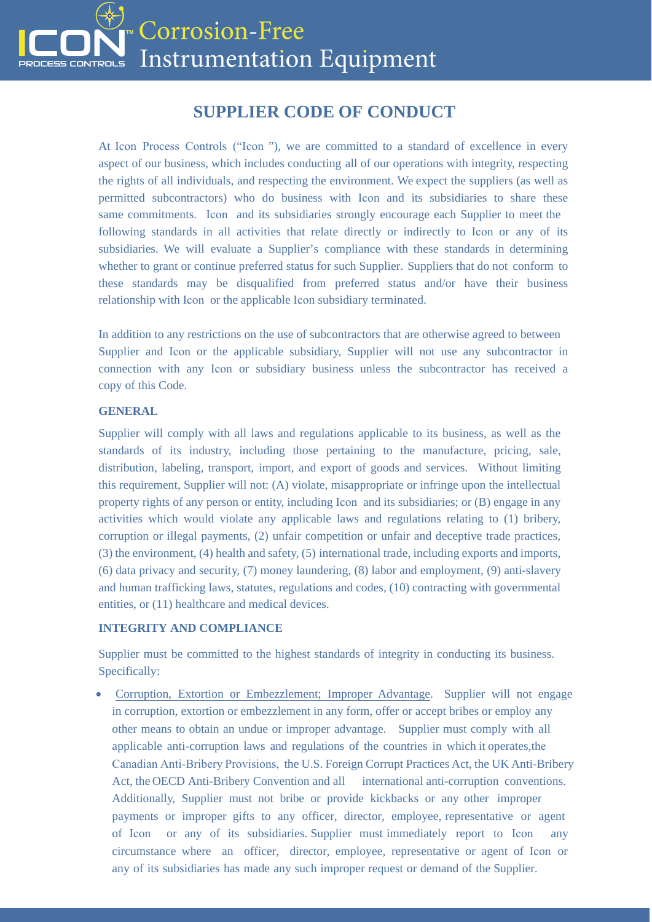# SUPPLIER CODE OF CONDUCT

At Icon Process Controls ("Icon "), we are committed to a standard of excellence in every aspect of our business, which includes conducting all of our operations with integrity, respecting the rights of all individuals, and respecting the environment. We expect the suppliers (as well as permitted subcontractors) who do business with Icon and its subsidiaries to share these same commitments. Icon and its subsidiaries strongly encourage each Supplier to meet the following standards in all activities that relate directly or indirectly to Icon or any of its subsidiaries. We will evaluate a Supplier's compliance with these standards in determining whether to grant or continue preferred status for such Supplier. Suppliers that do not conform to these standards may be disqualified from preferred status and/or have their business relationship with Icon or the applicable Icon subsidiary terminated.

In addition to any restrictions on the use of subcontractors that are otherwise agreed to between Supplier and Icon or the applicable subsidiary, Supplier will not use any subcontractor in connection with any Icon or subsidiary business unless the subcontractor has received a copy of this Code.

## GENERAL

Supplier will comply with all laws and regulations applicable to its business, as well as the standards of its industry, including those pertaining to the manufacture, pricing, sale, distribution, labeling, transport, import, and export of goods and services. Without limiting this requirement, Supplier will not: (A) violate, misappropriate or infringe upon the intellectual property rights of any person or entity, including Icon and its subsidiaries; or (B) engage in any activities which would violate any applicable laws and regulations relating to (1) bribery, corruption or illegal payments, (2) unfair competition or unfair and deceptive trade practices, (3) the environment, (4) health and safety, (5) international trade, including exports and imports, (6) data privacy and security, (7) money laundering, (8) labor and employment, (9) anti-slavery and human trafficking laws, statutes, regulations and codes, (10) contracting with governmental entities, or (11) healthcare and medical devices.

## INTEGRITY AND COMPLIANCE

Supplier must be committed to the highest standards of integrity in conducting its business. Specifically:

- Corruption, Extortion or Embezzlement; Improper Advantage. Supplier will not engage in corruption, extortion or embezzlement in any form, offer or accept bribes or employ any other means to obtain an undue or improper advantage. Supplier must comply with all applicable anti-corruption laws and regulations of the countries in which it operates, the Canadian Anti-Bribery Provisions, the U.S. Foreign Corrupt Practices Act, the UK Anti-Bribery Act, the OECD Anti-Bribery Convention and all international anti-corruption conventions. Additionally, Supplier must not bribe or provide kickbacks or any other improper payments or improper gifts to any officer, director, employee, representative or agent of Icon or any of its subsidiaries. Supplier must immediately report to Icon any circumstance where an officer, director, employee, representative or agent of Icon or any of its subsidiaries has made any such improper request or demand of the Supplier.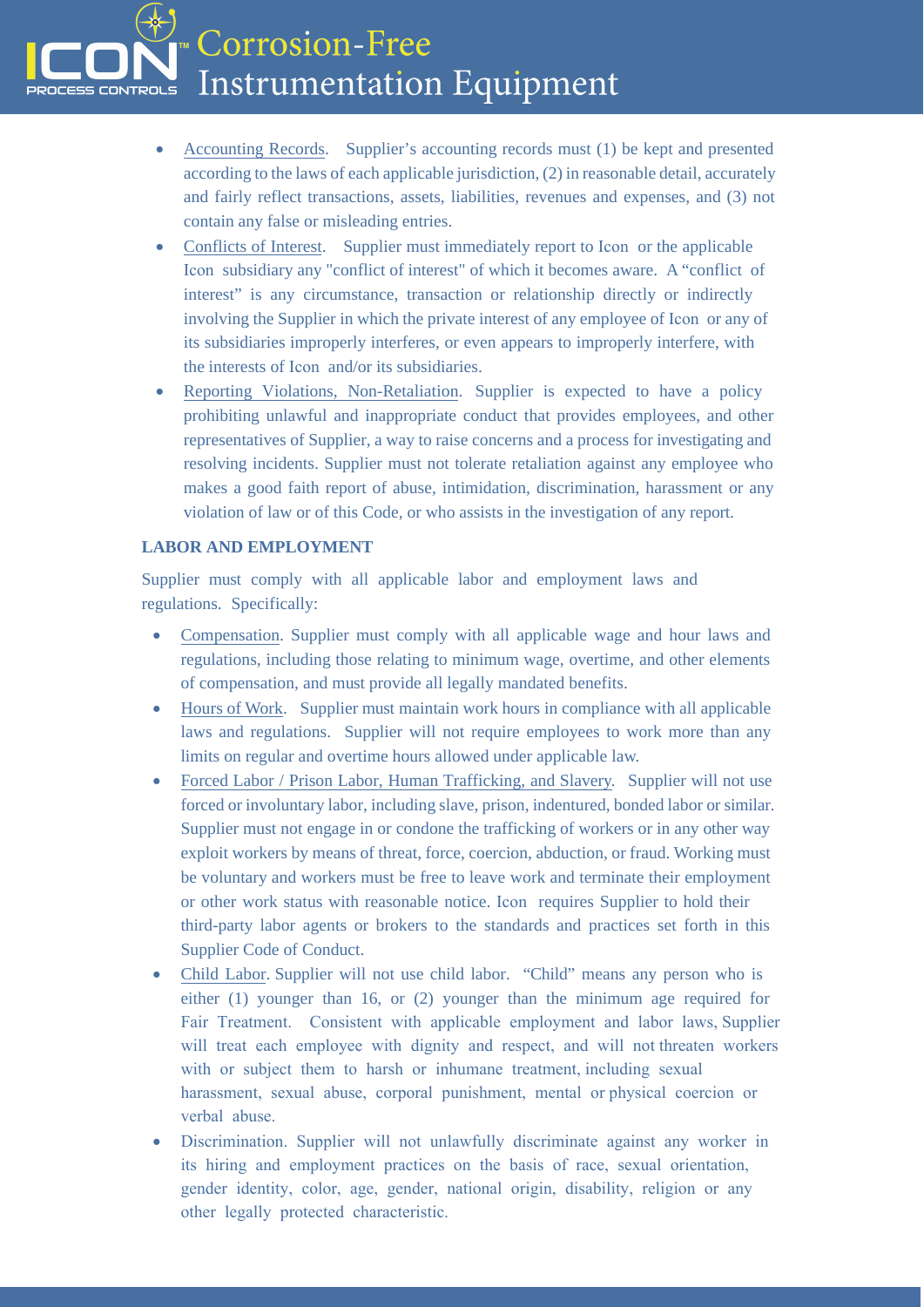- Accounting Records. Supplier's accounting records must (1) be kept and presented according to the laws of each applicable jurisdiction, (2) in reasonable detail, accurately and fairly reflect transactions, assets, liabilities, revenues and expenses, and (3) not contain any false or misleading entries.
- Conflicts of Interest. Supplier must immediately report to Icon or the applicable Icon subsidiary any "conflict of interest" of which it becomes aware. A "conflict of interest" is any circumstance, transaction or relationship directly or indirectly involving the Supplier in which the private interest of any employee of Icon or any of its subsidiaries improperly interferes, or even appears to improperly interfere, with the interests of Icon and/or its subsidiaries.
- Reporting Violations, Non-Retaliation. Supplier is expected to have a policy prohibiting unlawful and inappropriate conduct that provides employees, and other representatives of Supplier, a way to raise concerns and a process for investigating and resolving incidents. Supplier must not tolerate retaliation against any employee who makes a good faith report of abuse, intimidation, discrimination, harassment or any violation of law or of this Code, or who assists in the investigation of any report.

**LABOR AND EMPLOYMENT**

Supplier must comply with all applicable labor and employment laws and regulations. Specifically:

- Compensation. Supplier must comply with all applicable wage and hour laws and regulations, including those relating to minimum wage, overtime, and other elements of compensation, and must provide all legally mandated benefits.
- Hours of Work. Supplier must maintain work hours in compliance with all applicable laws and regulations. Supplier will not require employees to work more than any limits on regular and overtime hours allowed under applicable law.
- Forced Labor / Prison Labor, Human Trafficking, and Slavery. Supplier will not use forced or involuntary labor, including slave, prison, indentured, bonded labor or similar. Supplier must not engage in or condone the trafficking of workers or in any other way exploit workers by means of threat, force, coercion, abduction, or fraud. Working must be voluntary and workers must be free to leave work and terminate their employment or other work status with reasonable notice. Icon requires Supplier to hold their third-party labor agents or brokers to the standards and practices set forth in this Supplier Code of Conduct.
- Child Labor. Supplier will not use child labor. "Child" means any person who is either (1) younger than 16, or (2) younger than the minimum age required for Fair Treatment. Consistent with applicable employment and labor laws, Supplier will treat each employee with dignity and respect, and will not threaten workers with or subject them to harsh or inhumane treatment, including sexual harassment, sexual abuse, corporal punishment, mental or physical coercion or verbal abuse.
- Discrimination. Supplier will not unlawfully discriminate against any worker in its hiring and employment practices on the basis of race, sexual orientation, gender identity, color, age, gender, national origin, disability, religion or any other legally protected characteristic.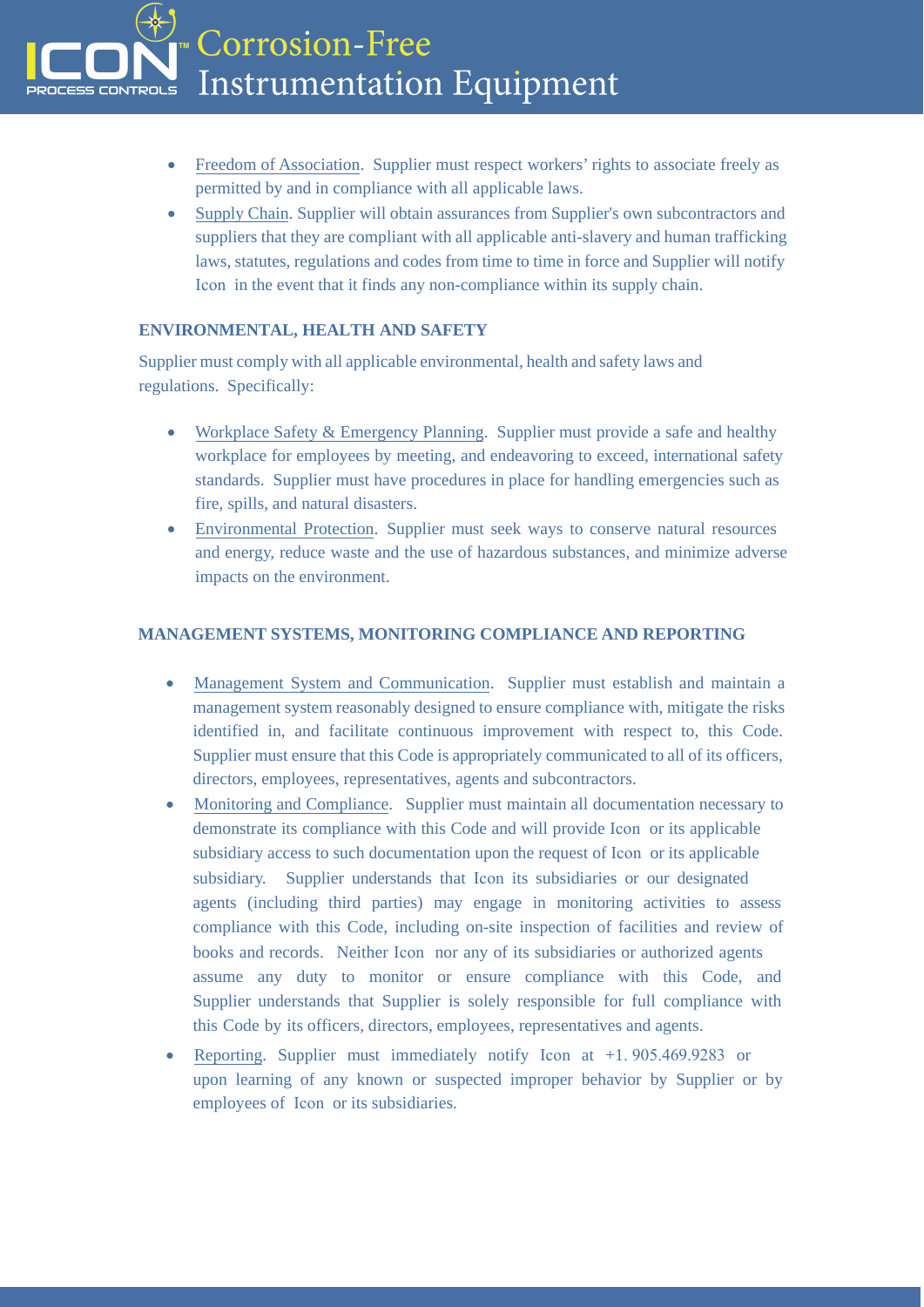- Freedom of Association. Supplier must respect workers' rights to associate freely as permitted by and in compliance with all applicable laws.
- Supply Chain. Supplier will obtain assurances from Supplier's own subcontractors and suppliers that they are compliant with all applicable anti-slavery and human trafficking laws, statutes, regulations and codes from time to time in force and Supplier will notify Icon in the event that it finds any non-compliance within its supply chain.

## ENVIRONMENTAL, HEALTH AND SAFETY

Supplier must comply with all applicable environmental, health and safety laws and regulations. Specifically:

- Workplace Safety & Emergency Planning. Supplier must provide a safe and healthy workplace for employees by meeting, and endeavoring to exceed, international safety standards. Supplier must have procedures in place for handling emergencies such as fire, spills, and natural disasters.
- Environmental Protection. Supplier must seek ways to conserve natural resources and energy, reduce waste and the use of hazardous substances, and minimize adverse impacts on the environment.

## MANAGEMENT SYSTEMS, MONITORING COMPLIANCE AND REPORTING

- Management System and Communication. Supplier must establish and maintain a management system reasonably designed to ensure compliance with, mitigate the risks identified in, and facilitate continuous improvement with respect to, this Code. Supplier must ensure that this Code is appropriately communicated to all of its officers, directors, employees, representatives, agents and subcontractors.
- Monitoring and Compliance. Supplier must maintain all documentation necessary to demonstrate its compliance with this Code and will provide Icon or its applicable subsidiary access to such documentation upon the request of Icon or its applicable subsidiary. Supplier understands that Icon its subsidiaries or our designated agents (including third parties) may engage in monitoring activities to assess compliance with this Code, including on-site inspection of facilities and review of books and records. Neither Icon nor any of its subsidiaries or authorized agents assume any duty to monitor or ensure compliance with this Code, and Supplier understands that Supplier is solely responsible for full compliance with this Code by its officers, directors, employees, representatives and agents.
- Reporting. Supplier must immediately notify Icon at +1. 905.469.9283 or upon learning of any known or suspected improper behavior by Supplier or by employees of Icon or its subsidiaries.